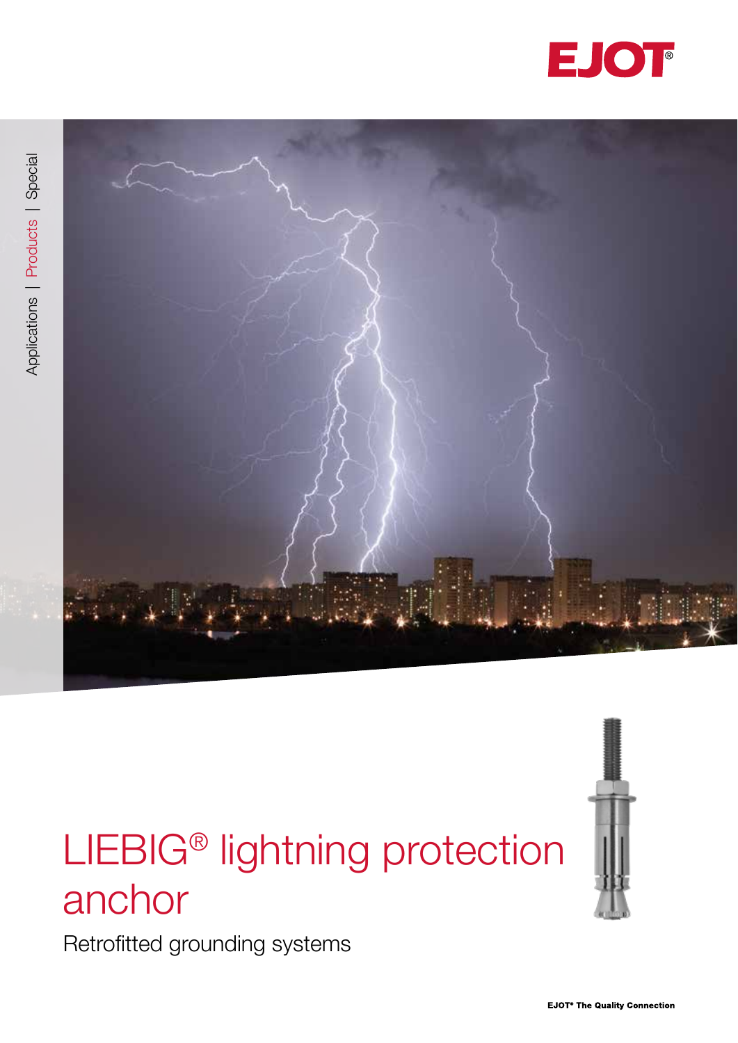EJOT®

Applications | Products | Special

# LIEBIG® lightning protection anchor

Retrofitted grounding systems

EJOT® The Quality Connection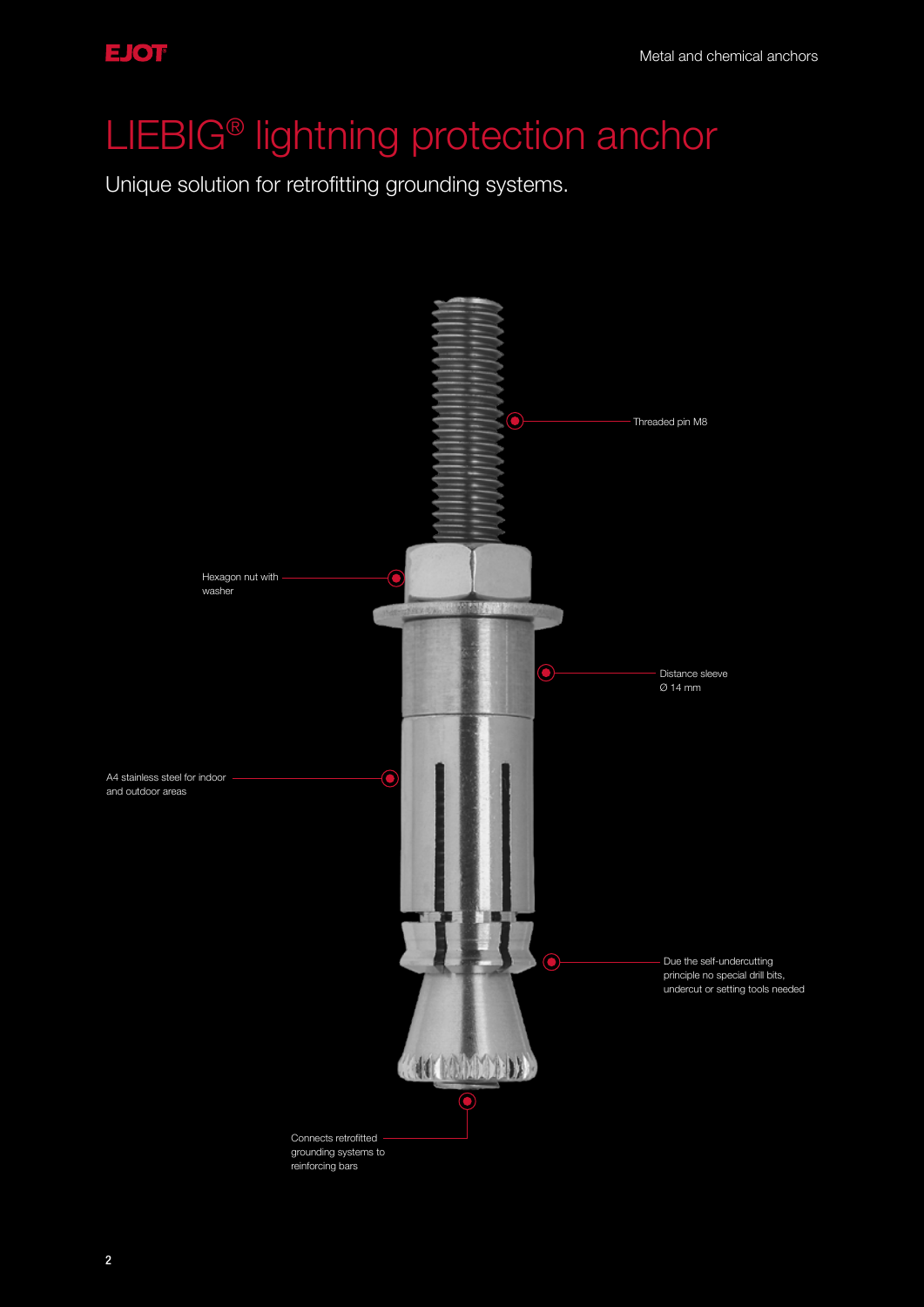# LIEBIG® lightning protection anchor

Unique solution for retrofitting grounding systems.

Threaded pin M8

Hexagon nut with washer

Distance sleeve Ø 14 mm

A4 stainless steel for indoor and outdoor areas

Due the self-undercutting principle no special drill bits, undercut or setting tools needed

Connects retrofitted grounding systems to reinforcing bars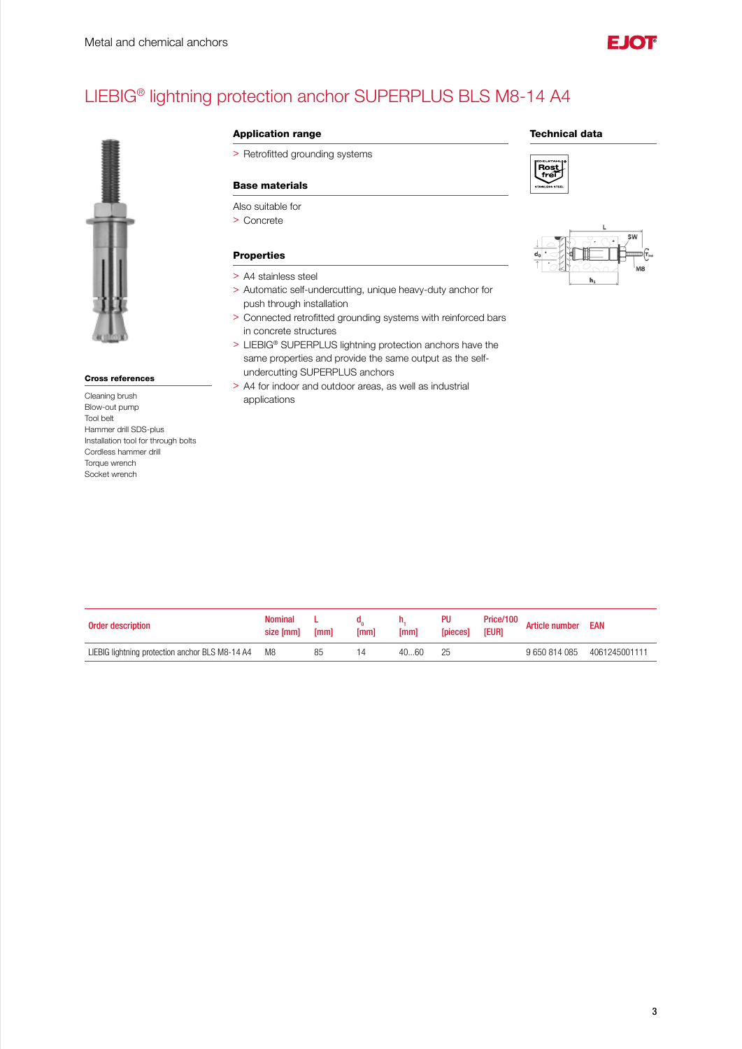# LIEBIG® lightning protection anchor SUPERPLUS BLS M8-14 A4

## Application range

- Retrofitted grounding systems

## Base materials

Also suitable for

- Concrete

## Properties

- A4 stainless steel
- Automatic self-undercutting, unique heavy-duty anchor for push through installation
- Connected retrofitted grounding systems with reinforced bars in concrete structures
- LIEBIG® SUPERPLUS lightning protection anchors have the same properties and provide the same output as the self-undercutting SUPERPLUS anchors
- A4 for indoor and outdoor areas, as well as industrial applications

## Technical data

## Cross references

Cleaning brush
Blow-out pump
Tool belt
Hammer drill SDS-plus
Installation tool for through bolts
Cordless hammer drill
Torque wrench
Socket wrench

| Order description | Nominal size [mm] | L [mm] | $d_0$ [mm] | $h_1$ [mm] | PU [pieces] | Price/100 [EUR] | Article number | EAN |
|---|---|---|---|---|---|---|---|---|
| LIEBIG lightning protection anchor BLS M8-14 A4 | M8 | 85 | 14 | 40...60 | 25 | | 9 650 814 085 | 4061245001111 |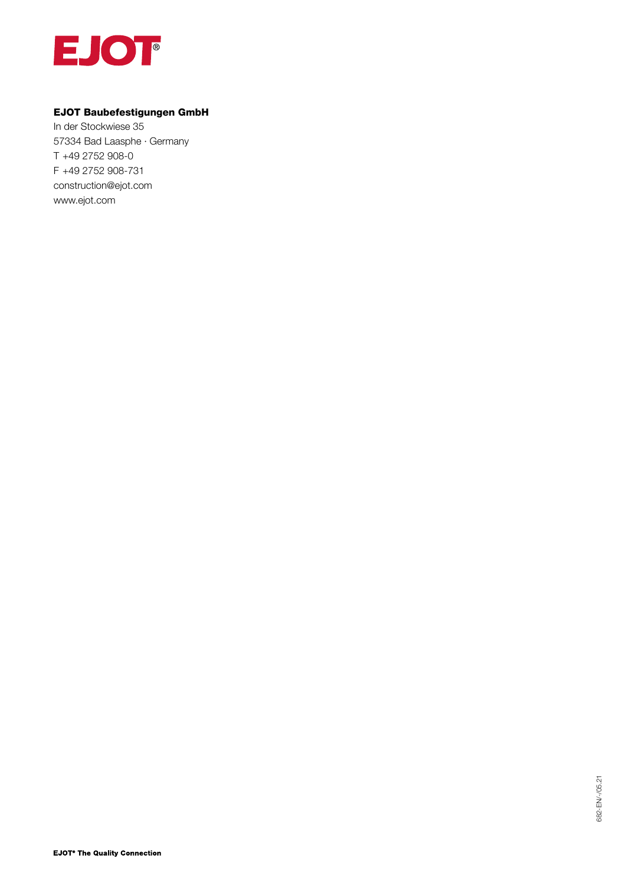EJOT®

**EJOT Baubefestigungen GmbH**
In der Stockwiese 35
57334 Bad Laasphe · Germany
T +49 2752 908-0
F +49 2752 908-731
construction@ejot.com
www.ejot.com

682-EN/-/05.21

**EJOT® The Quality Connection**